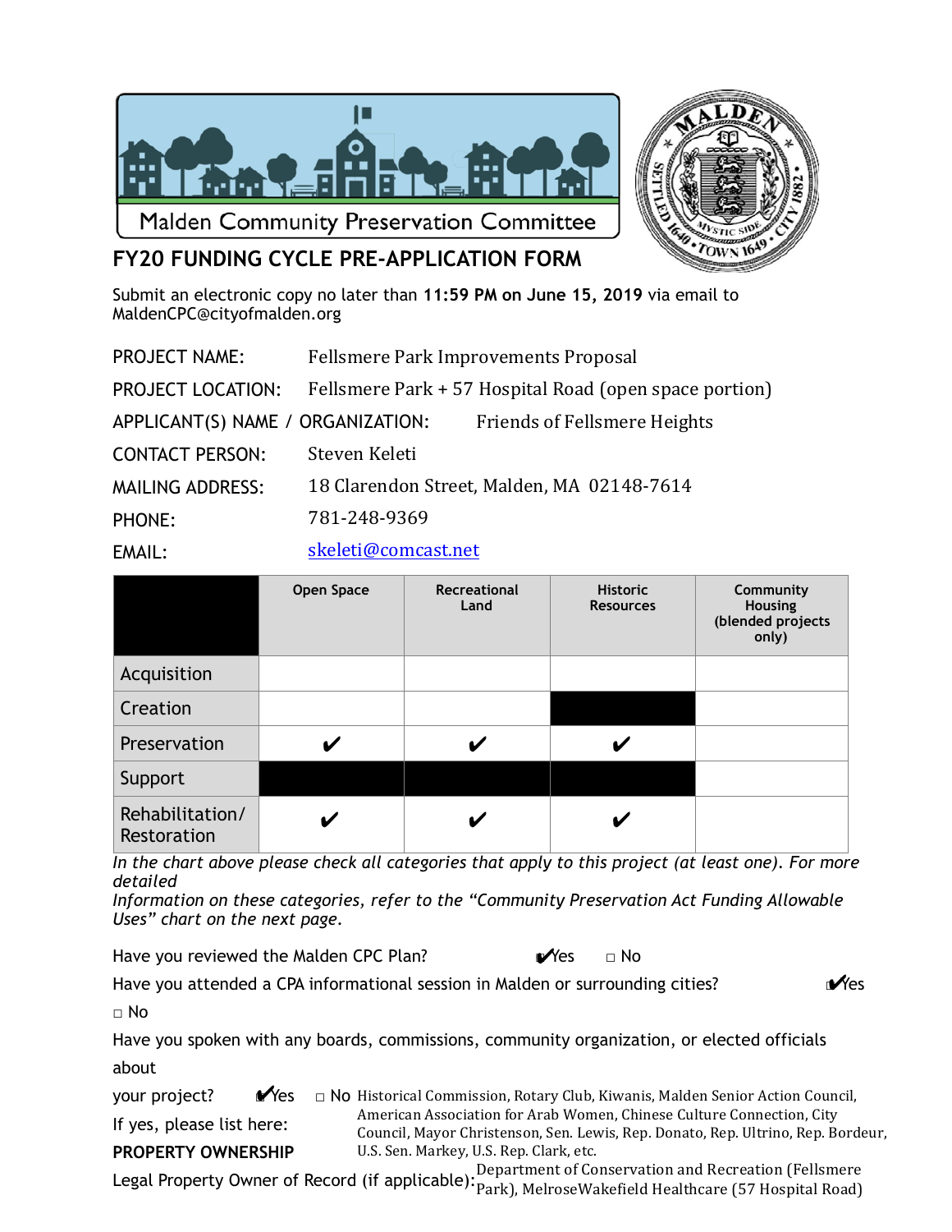Malden Community Preservation Committee

# FY20 FUNDING CYCLE PRE-APPLICATION FORM

Submit an electronic copy no later than **11:59 PM on June 15, 2019** via email to MaldenCPC@cityofmalden.org

PROJECT NAME: Fellsmere Park Improvements Proposal

PROJECT LOCATION: Fellsmere Park + 57 Hospital Road (open space portion)

APPLICANT(S) NAME / ORGANIZATION: Friends of Fellsmere Heights

CONTACT PERSON: Steven Keleti

MAILING ADDRESS: 18 Clarendon Street, Malden, MA 02148-7614

PHONE: 781-248-9369

EMAIL: skeleti@comcast.net

| | Open Space | Recreational Land | Historic Resources | Community Housing (blended projects only) |
|---|---|---|---|---|
| Acquisition | | | | |
| Creation | | | | |
| Preservation | ✔ | ✔ | ✔ | |
| Support | | | | |
| Rehabilitation/ Restoration | ✔ | ✔ | ✔ | |

*In the chart above please check all categories that apply to this project (at least one). For more detailed Information on these categories, refer to the "Community Preservation Act Funding Allowable Uses" chart on the next page.*

Have you reviewed the Malden CPC Plan? ✔Yes □ No

Have you attended a CPA informational session in Malden or surrounding cities? ✔Yes □ No

Have you spoken with any boards, commissions, community organization, or elected officials about your project? ✔Yes □ No

If yes, please list here: Historical Commission, Rotary Club, Kiwanis, Malden Senior Action Council, American Association for Arab Women, Chinese Culture Connection, City Council, Mayor Christenson, Sen. Lewis, Rep. Donato, Rep. Ultrino, Rep. Bordeur, U.S. Sen. Markey, U.S. Rep. Clark, etc.

**PROPERTY OWNERSHIP**

Legal Property Owner of Record (if applicable): Department of Conservation and Recreation (Fellsmere Park), MelroseWakefield Healthcare (57 Hospital Road)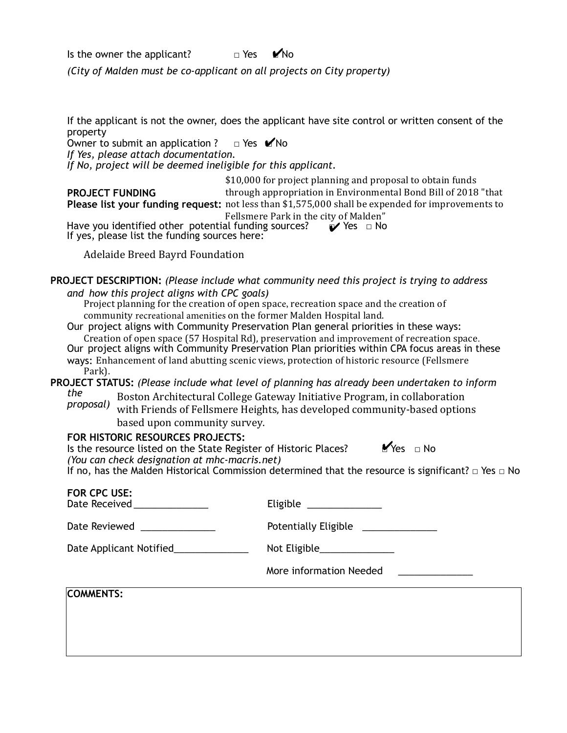Is the owner the applicant? □ Yes ✔No

*(City of Malden must be co-applicant on all projects on City property)*

If the applicant is not the owner, does the applicant have site control or written consent of the property Owner to submit an application ? □ Yes ✔No

*If Yes, please attach documentation.*

*If No, project will be deemed ineligible for this applicant.*

**PROJECT FUNDING**

**Please list your funding request:** $10,000 for project planning and proposal to obtain funds through appropriation in Environmental Bond Bill of 2018 "that not less than $1,575,000 shall be expended for improvements to Fellsmere Park in the city of Malden"

Have you identified other potential funding sources? ✔ Yes □ No

If yes, please list the funding sources here:

Adelaide Breed Bayrd Foundation

**PROJECT DESCRIPTION:** *(Please include what community need this project is trying to address and how this project aligns with CPC goals)*

Project planning for the creation of open space, recreation space and the creation of community recreational amenities on the former Malden Hospital land.

Our project aligns with Community Preservation Plan general priorities in these ways:

Creation of open space (57 Hospital Rd), preservation and improvement of recreation space.

Our project aligns with Community Preservation Plan priorities within CPA focus areas in these ways: Enhancement of land abutting scenic views, protection of historic resource (Fellsmere Park).

**PROJECT STATUS:** *(Please include what level of planning has already been undertaken to inform the proposal)*

Boston Architectural College Gateway Initiative Program, in collaboration with Friends of Fellsmere Heights, has developed community-based options based upon community survey.

**FOR HISTORIC RESOURCES PROJECTS:**

Is the resource listed on the State Register of Historic Places? ✔Yes □ No

*(You can check designation at mhc-macris.net)*

If no, has the Malden Historical Commission determined that the resource is significant? □ Yes □ No

**FOR CPC USE:**

Date Received ______________ Eligible ______________

Date Reviewed ______________ Potentially Eligible ______________

Date Applicant Notified______________ Not Eligible______________

More information Needed ______________

**COMMENTS:**